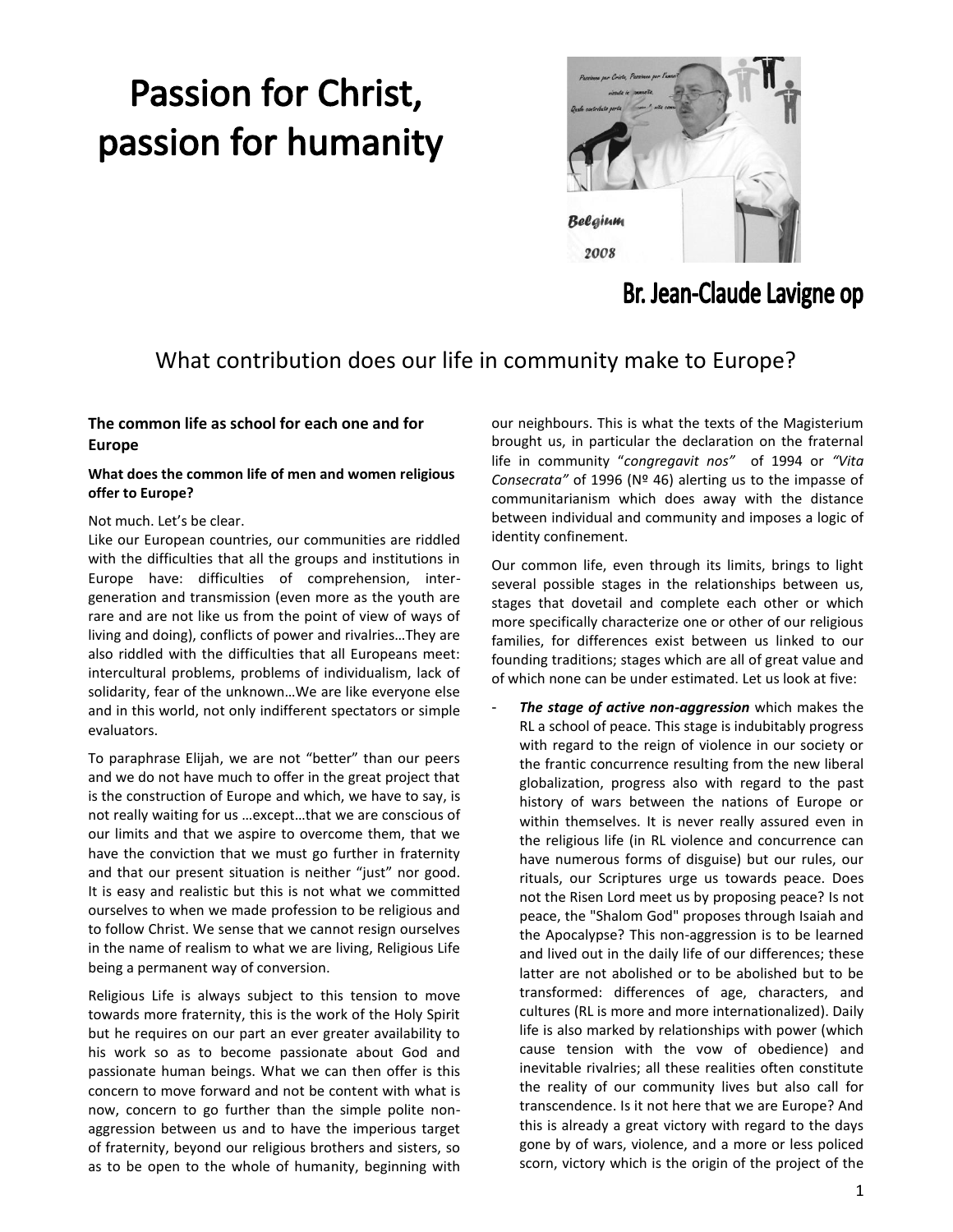# Passion for Christ, passion for humanity

**Br. Jean-Claude Lavigne op**

## What contribution does our life in community make to Europe?

### The common life as school for each one and for Europe

#### What does the common life of men and women religious offer to Europe?

Not much. Let's be clear.

Like our European countries, our communities are riddled with the difficulties that all the groups and institutions in Europe have: difficulties of comprehension, inter-generation and transmission (even more as the youth are rare and are not like us from the point of view of ways of living and doing), conflicts of power and rivalries…They are also riddled with the difficulties that all Europeans meet: intercultural problems, problems of individualism, lack of solidarity, fear of the unknown…We are like everyone else and in this world, not only indifferent spectators or simple evaluators.

To paraphrase Elijah, we are not "better" than our peers and we do not have much to offer in the great project that is the construction of Europe and which, we have to say, is not really waiting for us …except…that we are conscious of our limits and that we aspire to overcome them, that we have the conviction that we must go further in fraternity and that our present situation is neither "just" nor good. It is easy and realistic but this is not what we committed ourselves to when we made profession to be religious and to follow Christ. We sense that we cannot resign ourselves in the name of realism to what we are living, Religious Life being a permanent way of conversion.

Religious Life is always subject to this tension to move towards more fraternity, this is the work of the Holy Spirit but he requires on our part an ever greater availability to his work so as to become passionate about God and passionate human beings. What we can then offer is this concern to move forward and not be content with what is now, concern to go further than the simple polite non-aggression between us and to have the imperious target of fraternity, beyond our religious brothers and sisters, so as to be open to the whole of humanity, beginning with our neighbours. This is what the texts of the Magisterium brought us, in particular the declaration on the fraternal life in community "*congregavit nos*" of 1994 or *"Vita Consecrata"* of 1996 (Nº 46) alerting us to the impasse of communitarianism which does away with the distance between individual and community and imposes a logic of identity confinement.

Our common life, even through its limits, brings to light several possible stages in the relationships between us, stages that dovetail and complete each other or which more specifically characterize one or other of our religious families, for differences exist between us linked to our founding traditions; stages which are all of great value and of which none can be under estimated. Let us look at five:

- ***The stage of active non-aggression*** which makes the RL a school of peace. This stage is indubitably progress with regard to the reign of violence in our society or the frantic concurrence resulting from the new liberal globalization, progress also with regard to the past history of wars between the nations of Europe or within themselves. It is never really assured even in the religious life (in RL violence and concurrence can have numerous forms of disguise) but our rules, our rituals, our Scriptures urge us towards peace. Does not the Risen Lord meet us by proposing peace? Is not peace, the "Shalom God" proposes through Isaiah and the Apocalypse? This non-aggression is to be learned and lived out in the daily life of our differences; these latter are not abolished or to be abolished but to be transformed: differences of age, characters, and cultures (RL is more and more internationalized). Daily life is also marked by relationships with power (which cause tension with the vow of obedience) and inevitable rivalries; all these realities often constitute the reality of our community lives but also call for transcendence. Is it not here that we are Europe? And this is already a great victory with regard to the days gone by of wars, violence, and a more or less policed scorn, victory which is the origin of the project of the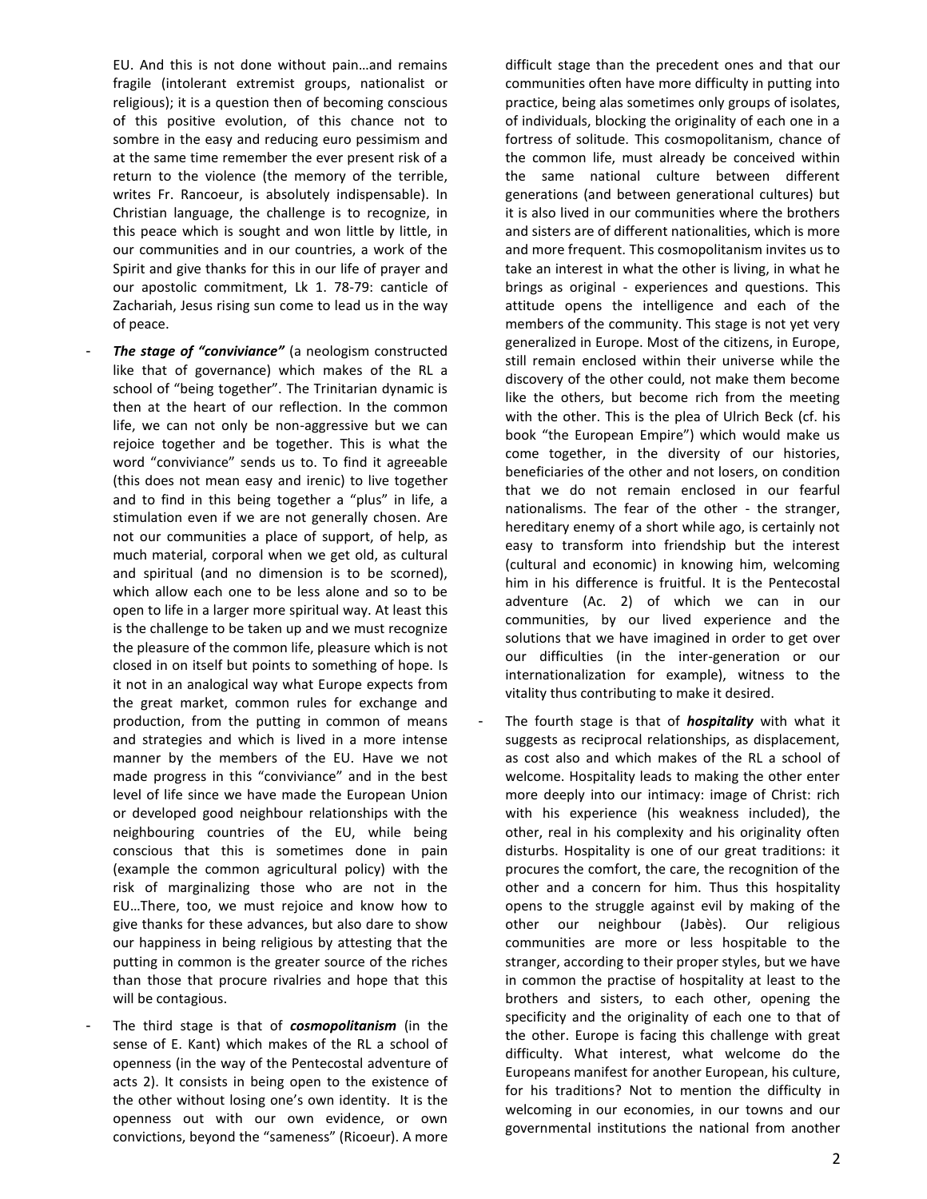EU. And this is not done without pain…and remains fragile (intolerant extremist groups, nationalist or religious); it is a question then of becoming conscious of this positive evolution, of this chance not to sombre in the easy and reducing euro pessimism and at the same time remember the ever present risk of a return to the violence (the memory of the terrible, writes Fr. Rancoeur, is absolutely indispensable). In Christian language, the challenge is to recognize, in this peace which is sought and won little by little, in our communities and in our countries, a work of the Spirit and give thanks for this in our life of prayer and our apostolic commitment, Lk 1. 78-79: canticle of Zachariah, Jesus rising sun come to lead us in the way of peace.

- ***The stage of "conviviance"*** (a neologism constructed like that of governance) which makes of the RL a school of "being together". The Trinitarian dynamic is then at the heart of our reflection. In the common life, we can not only be non-aggressive but we can rejoice together and be together. This is what the word "conviviance" sends us to. To find it agreeable (this does not mean easy and irenic) to live together and to find in this being together a "plus" in life, a stimulation even if we are not generally chosen. Are not our communities a place of support, of help, as much material, corporal when we get old, as cultural and spiritual (and no dimension is to be scorned), which allow each one to be less alone and so to be open to life in a larger more spiritual way. At least this is the challenge to be taken up and we must recognize the pleasure of the common life, pleasure which is not closed in on itself but points to something of hope. Is it not in an analogical way what Europe expects from the great market, common rules for exchange and production, from the putting in common of means and strategies and which is lived in a more intense manner by the members of the EU. Have we not made progress in this "conviviance" and in the best level of life since we have made the European Union or developed good neighbour relationships with the neighbouring countries of the EU, while being conscious that this is sometimes done in pain (example the common agricultural policy) with the risk of marginalizing those who are not in the EU…There, too, we must rejoice and know how to give thanks for these advances, but also dare to show our happiness in being religious by attesting that the putting in common is the greater source of the riches than those that procure rivalries and hope that this will be contagious.

- The third stage is that of ***cosmopolitanism*** (in the sense of E. Kant) which makes of the RL a school of openness (in the way of the Pentecostal adventure of acts 2). It consists in being open to the existence of the other without losing one's own identity. It is the openness out with our own evidence, or own convictions, beyond the "sameness" (Ricoeur). A more difficult stage than the precedent ones and that our communities often have more difficulty in putting into practice, being alas sometimes only groups of isolates, of individuals, blocking the originality of each one in a fortress of solitude. This cosmopolitanism, chance of the common life, must already be conceived within the same national culture between different generations (and between generational cultures) but it is also lived in our communities where the brothers and sisters are of different nationalities, which is more and more frequent. This cosmopolitanism invites us to take an interest in what the other is living, in what he brings as original - experiences and questions. This attitude opens the intelligence and each of the members of the community. This stage is not yet very generalized in Europe. Most of the citizens, in Europe, still remain enclosed within their universe while the discovery of the other could, not make them become like the others, but become rich from the meeting with the other. This is the plea of Ulrich Beck (cf. his book "the European Empire") which would make us come together, in the diversity of our histories, beneficiaries of the other and not losers, on condition that we do not remain enclosed in our fearful nationalisms. The fear of the other - the stranger, hereditary enemy of a short while ago, is certainly not easy to transform into friendship but the interest (cultural and economic) in knowing him, welcoming him in his difference is fruitful. It is the Pentecostal adventure (Ac. 2) of which we can in our communities, by our lived experience and the solutions that we have imagined in order to get over our difficulties (in the inter-generation or our internationalization for example), witness to the vitality thus contributing to make it desired.

- The fourth stage is that of ***hospitality*** with what it suggests as reciprocal relationships, as displacement, as cost also and which makes of the RL a school of welcome. Hospitality leads to making the other enter more deeply into our intimacy: image of Christ: rich with his experience (his weakness included), the other, real in his complexity and his originality often disturbs. Hospitality is one of our great traditions: it procures the comfort, the care, the recognition of the other and a concern for him. Thus this hospitality opens to the struggle against evil by making of the other our neighbour (Jabès). Our religious communities are more or less hospitable to the stranger, according to their proper styles, but we have in common the practise of hospitality at least to the brothers and sisters, to each other, opening the specificity and the originality of each one to that of the other. Europe is facing this challenge with great difficulty. What interest, what welcome do the Europeans manifest for another European, his culture, for his traditions? Not to mention the difficulty in welcoming in our economies, in our towns and our governmental institutions the national from another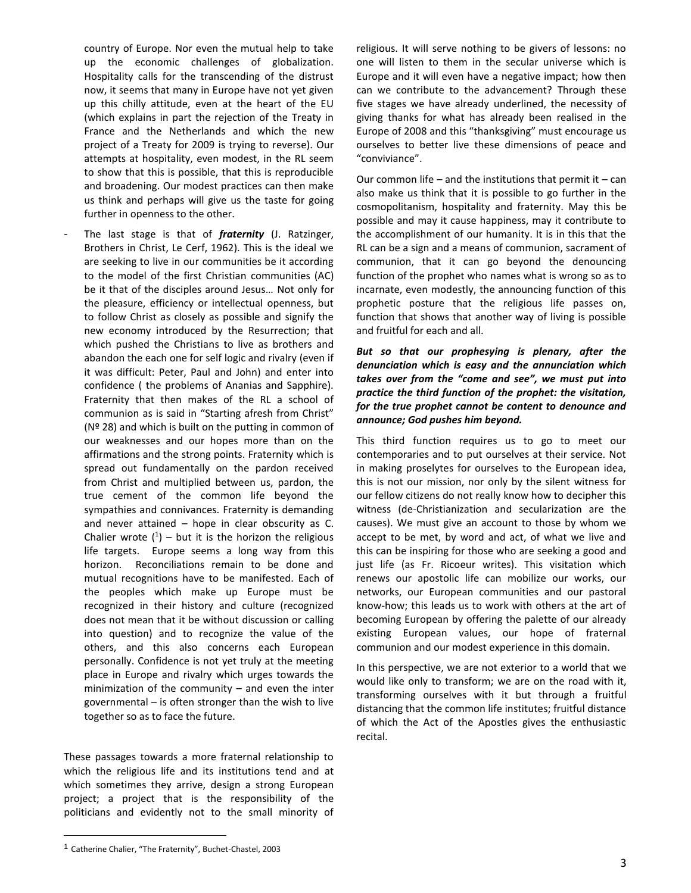country of Europe. Nor even the mutual help to take up the economic challenges of globalization. Hospitality calls for the transcending of the distrust now, it seems that many in Europe have not yet given up this chilly attitude, even at the heart of the EU (which explains in part the rejection of the Treaty in France and the Netherlands and which the new project of a Treaty for 2009 is trying to reverse). Our attempts at hospitality, even modest, in the RL seem to show that this is possible, that this is reproducible and broadening. Our modest practices can then make us think and perhaps will give us the taste for going further in openness to the other.

- The last stage is that of ***fraternity*** (J. Ratzinger, Brothers in Christ, Le Cerf, 1962). This is the ideal we are seeking to live in our communities be it according to the model of the first Christian communities (AC) be it that of the disciples around Jesus… Not only for the pleasure, efficiency or intellectual openness, but to follow Christ as closely as possible and signify the new economy introduced by the Resurrection; that which pushed the Christians to live as brothers and abandon the each one for self logic and rivalry (even if it was difficult: Peter, Paul and John) and enter into confidence ( the problems of Ananias and Sapphire). Fraternity that then makes of the RL a school of communion as is said in "Starting afresh from Christ" (Nº 28) and which is built on the putting in common of our weaknesses and our hopes more than on the affirmations and the strong points. Fraternity which is spread out fundamentally on the pardon received from Christ and multiplied between us, pardon, the true cement of the common life beyond the sympathies and connivances. Fraternity is demanding and never attained – hope in clear obscurity as C. Chalier wrote ([1]) – but it is the horizon the religious life targets. Europe seems a long way from this horizon. Reconciliations remain to be done and mutual recognitions have to be manifested. Each of the peoples which make up Europe must be recognized in their history and culture (recognized does not mean that it be without discussion or calling into question) and to recognize the value of the others, and this also concerns each European personally. Confidence is not yet truly at the meeting place in Europe and rivalry which urges towards the minimization of the community – and even the inter governmental – is often stronger than the wish to live together so as to face the future.

These passages towards a more fraternal relationship to which the religious life and its institutions tend and at which sometimes they arrive, design a strong European project; a project that is the responsibility of the politicians and evidently not to the small minority of religious. It will serve nothing to be givers of lessons: no one will listen to them in the secular universe which is Europe and it will even have a negative impact; how then can we contribute to the advancement? Through these five stages we have already underlined, the necessity of giving thanks for what has already been realised in the Europe of 2008 and this "thanksgiving" must encourage us ourselves to better live these dimensions of peace and "conviviance".

Our common life – and the institutions that permit it – can also make us think that it is possible to go further in the cosmopolitanism, hospitality and fraternity. May this be possible and may it cause happiness, may it contribute to the accomplishment of our humanity. It is in this that the RL can be a sign and a means of communion, sacrament of communion, that it can go beyond the denouncing function of the prophet who names what is wrong so as to incarnate, even modestly, the announcing function of this prophetic posture that the religious life passes on, function that shows that another way of living is possible and fruitful for each and all.

***But so that our prophesying is plenary, after the denunciation which is easy and the annunciation which takes over from the "come and see", we must put into practice the third function of the prophet: the visitation, for the true prophet cannot be content to denounce and announce; God pushes him beyond.***

This third function requires us to go to meet our contemporaries and to put ourselves at their service. Not in making proselytes for ourselves to the European idea, this is not our mission, nor only by the silent witness for our fellow citizens do not really know how to decipher this witness (de-Christianization and secularization are the causes). We must give an account to those by whom we accept to be met, by word and act, of what we live and this can be inspiring for those who are seeking a good and just life (as Fr. Ricoeur writes). This visitation which renews our apostolic life can mobilize our works, our networks, our European communities and our pastoral know-how; this leads us to work with others at the art of becoming European by offering the palette of our already existing European values, our hope of fraternal communion and our modest experience in this domain.

In this perspective, we are not exterior to a world that we would like only to transform; we are on the road with it, transforming ourselves with it but through a fruitful distancing that the common life institutes; fruitful distance of which the Act of the Apostles gives the enthusiastic recital.

[1] Catherine Chalier, "The Fraternity", Buchet-Chastel, 2003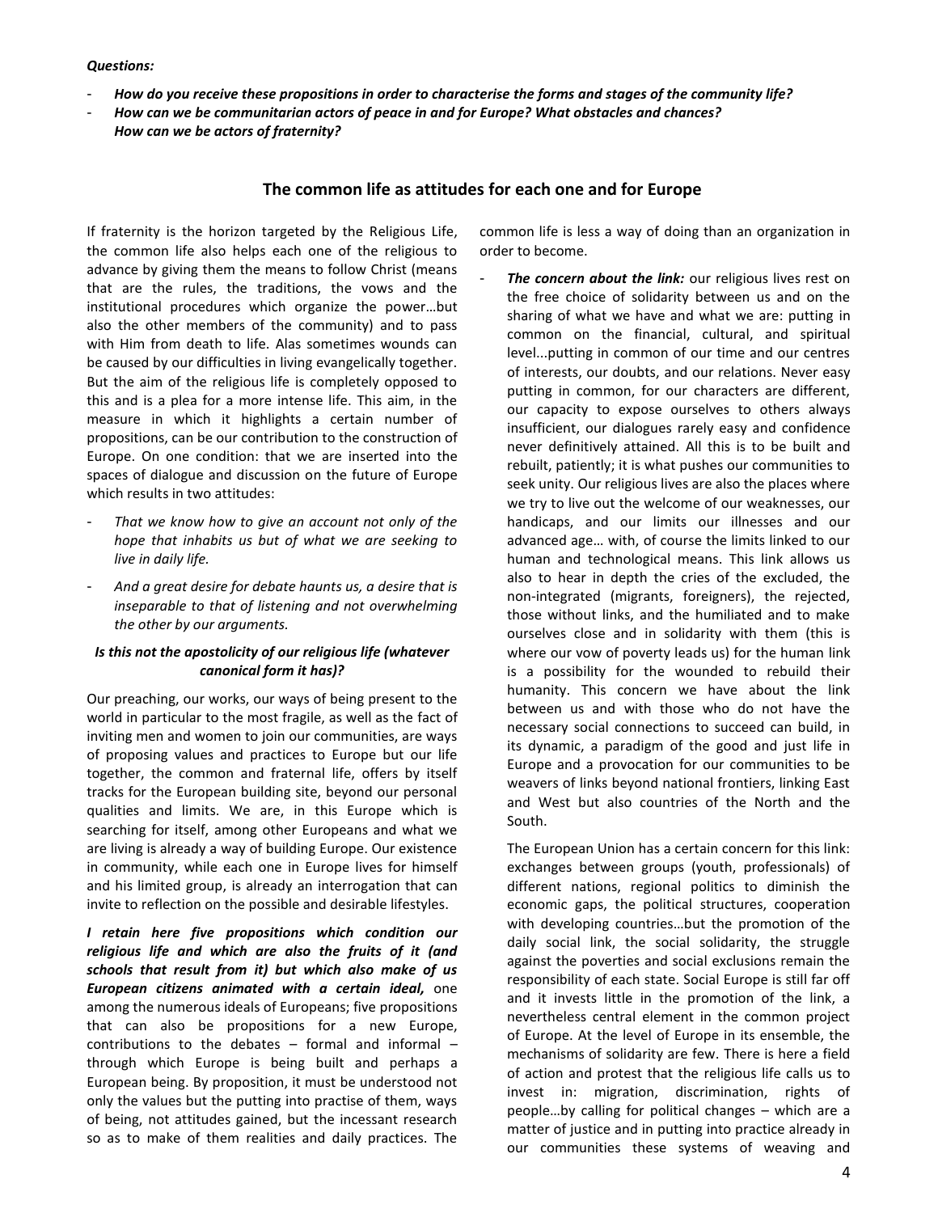***Questions:***

- ***How do you receive these propositions in order to characterise the forms and stages of the community life?***
- ***How can we be communitarian actors of peace in and for Europe? What obstacles and chances? How can we be actors of fraternity?***

## The common life as attitudes for each one and for Europe

If fraternity is the horizon targeted by the Religious Life, the common life also helps each one of the religious to advance by giving them the means to follow Christ (means that are the rules, the traditions, the vows and the institutional procedures which organize the power…but also the other members of the community) and to pass with Him from death to life. Alas sometimes wounds can be caused by our difficulties in living evangelically together. But the aim of the religious life is completely opposed to this and is a plea for a more intense life. This aim, in the measure in which it highlights a certain number of propositions, can be our contribution to the construction of Europe. On one condition: that we are inserted into the spaces of dialogue and discussion on the future of Europe which results in two attitudes:

- *That we know how to give an account not only of the hope that inhabits us but of what we are seeking to live in daily life.*
- *And a great desire for debate haunts us, a desire that is inseparable to that of listening and not overwhelming the other by our arguments.*

***Is this not the apostolicity of our religious life (whatever canonical form it has)?***

Our preaching, our works, our ways of being present to the world in particular to the most fragile, as well as the fact of inviting men and women to join our communities, are ways of proposing values and practices to Europe but our life together, the common and fraternal life, offers by itself tracks for the European building site, beyond our personal qualities and limits. We are, in this Europe which is searching for itself, among other Europeans and what we are living is already a way of building Europe. Our existence in community, while each one in Europe lives for himself and his limited group, is already an interrogation that can invite to reflection on the possible and desirable lifestyles.

***I retain here five propositions which condition our religious life and which are also the fruits of it (and schools that result from it) but which also make of us European citizens animated with a certain ideal,*** one among the numerous ideals of Europeans; five propositions that can also be propositions for a new Europe, contributions to the debates – formal and informal – through which Europe is being built and perhaps a European being. By proposition, it must be understood not only the values but the putting into practise of them, ways of being, not attitudes gained, but the incessant research so as to make of them realities and daily practices. The common life is less a way of doing than an organization in order to become.

- ***The concern about the link:*** our religious lives rest on the free choice of solidarity between us and on the sharing of what we have and what we are: putting in common on the financial, cultural, and spiritual level...putting in common of our time and our centres of interests, our doubts, and our relations. Never easy putting in common, for our characters are different, our capacity to expose ourselves to others always insufficient, our dialogues rarely easy and confidence never definitively attained. All this is to be built and rebuilt, patiently; it is what pushes our communities to seek unity. Our religious lives are also the places where we try to live out the welcome of our weaknesses, our handicaps, and our limits our illnesses and our advanced age… with, of course the limits linked to our human and technological means. This link allows us also to hear in depth the cries of the excluded, the non-integrated (migrants, foreigners), the rejected, those without links, and the humiliated and to make ourselves close and in solidarity with them (this is where our vow of poverty leads us) for the human link is a possibility for the wounded to rebuild their humanity. This concern we have about the link between us and with those who do not have the necessary social connections to succeed can build, in its dynamic, a paradigm of the good and just life in Europe and a provocation for our communities to be weavers of links beyond national frontiers, linking East and West but also countries of the North and the South.

  The European Union has a certain concern for this link: exchanges between groups (youth, professionals) of different nations, regional politics to diminish the economic gaps, the political structures, cooperation with developing countries…but the promotion of the daily social link, the social solidarity, the struggle against the poverties and social exclusions remain the responsibility of each state. Social Europe is still far off and it invests little in the promotion of the link, a nevertheless central element in the common project of Europe. At the level of Europe in its ensemble, the mechanisms of solidarity are few. There is here a field of action and protest that the religious life calls us to invest in: migration, discrimination, rights of people…by calling for political changes – which are a matter of justice and in putting into practice already in our communities these systems of weaving and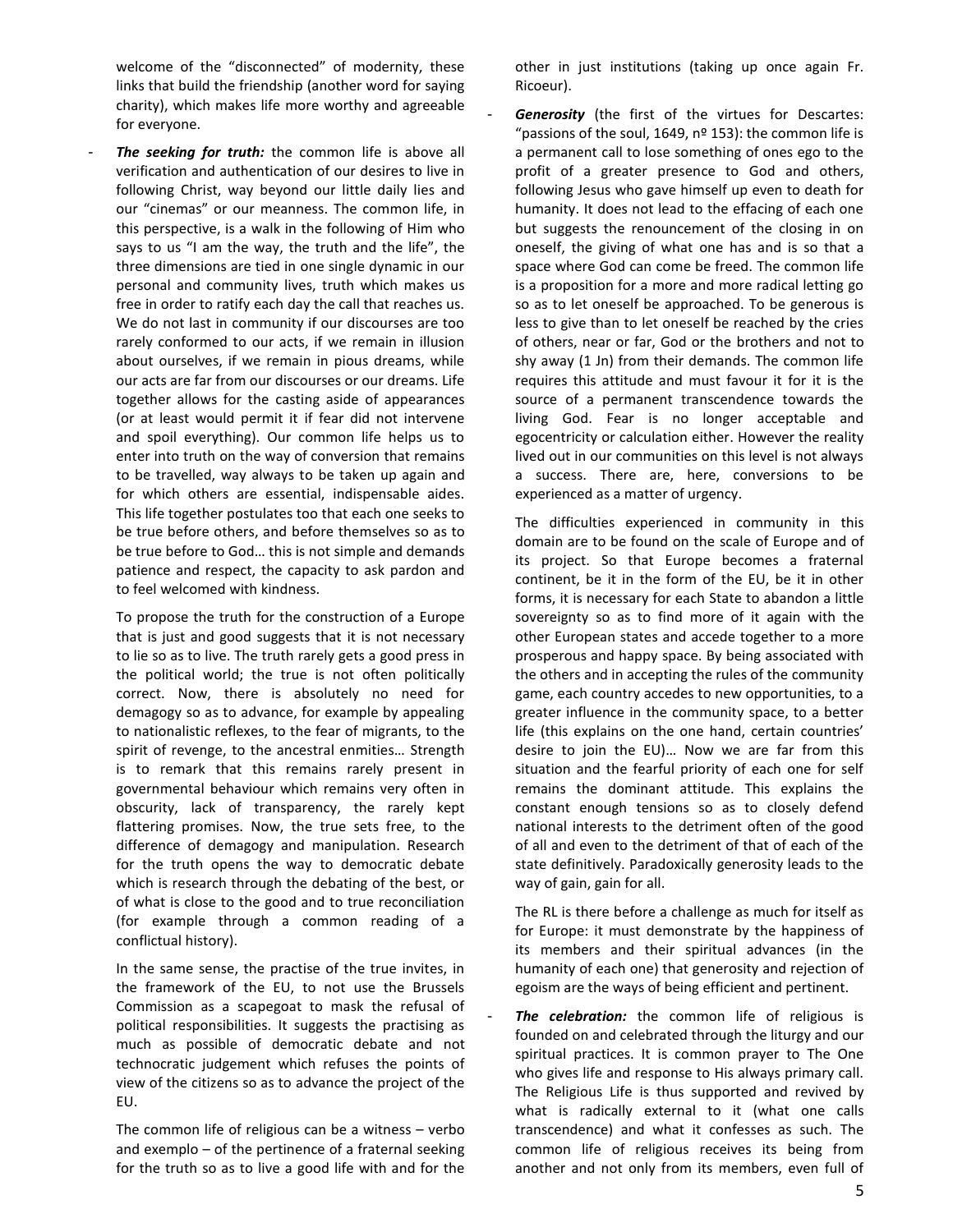welcome of the "disconnected" of modernity, these links that build the friendship (another word for saying charity), which makes life more worthy and agreeable for everyone.

- ***The seeking for truth:*** the common life is above all verification and authentication of our desires to live in following Christ, way beyond our little daily lies and our "cinemas" or our meanness. The common life, in this perspective, is a walk in the following of Him who says to us "I am the way, the truth and the life", the three dimensions are tied in one single dynamic in our personal and community lives, truth which makes us free in order to ratify each day the call that reaches us. We do not last in community if our discourses are too rarely conformed to our acts, if we remain in illusion about ourselves, if we remain in pious dreams, while our acts are far from our discourses or our dreams. Life together allows for the casting aside of appearances (or at least would permit it if fear did not intervene and spoil everything). Our common life helps us to enter into truth on the way of conversion that remains to be travelled, way always to be taken up again and for which others are essential, indispensable aides. This life together postulates too that each one seeks to be true before others, and before themselves so as to be true before to God… this is not simple and demands patience and respect, the capacity to ask pardon and to feel welcomed with kindness.

  To propose the truth for the construction of a Europe that is just and good suggests that it is not necessary to lie so as to live. The truth rarely gets a good press in the political world; the true is not often politically correct. Now, there is absolutely no need for demagogy so as to advance, for example by appealing to nationalistic reflexes, to the fear of migrants, to the spirit of revenge, to the ancestral enmities… Strength is to remark that this remains rarely present in governmental behaviour which remains very often in obscurity, lack of transparency, the rarely kept flattering promises. Now, the true sets free, to the difference of demagogy and manipulation. Research for the truth opens the way to democratic debate which is research through the debating of the best, or of what is close to the good and to true reconciliation (for example through a common reading of a conflictual history).

  In the same sense, the practise of the true invites, in the framework of the EU, to not use the Brussels Commission as a scapegoat to mask the refusal of political responsibilities. It suggests the practising as much as possible of democratic debate and not technocratic judgement which refuses the points of view of the citizens so as to advance the project of the EU.

  The common life of religious can be a witness – verbo and exemplo – of the pertinence of a fraternal seeking for the truth so as to live a good life with and for the other in just institutions (taking up once again Fr. Ricoeur).

- ***Generosity*** (the first of the virtues for Descartes: "passions of the soul, 1649, nº 153): the common life is a permanent call to lose something of ones ego to the profit of a greater presence to God and others, following Jesus who gave himself up even to death for humanity. It does not lead to the effacing of each one but suggests the renouncement of the closing in on oneself, the giving of what one has and is so that a space where God can come be freed. The common life is a proposition for a more and more radical letting go so as to let oneself be approached. To be generous is less to give than to let oneself be reached by the cries of others, near or far, God or the brothers and not to shy away (1 Jn) from their demands. The common life requires this attitude and must favour it for it is the source of a permanent transcendence towards the living God. Fear is no longer acceptable and egocentricity or calculation either. However the reality lived out in our communities on this level is not always a success. There are, here, conversions to be experienced as a matter of urgency.

  The difficulties experienced in community in this domain are to be found on the scale of Europe and of its project. So that Europe becomes a fraternal continent, be it in the form of the EU, be it in other forms, it is necessary for each State to abandon a little sovereignty so as to find more of it again with the other European states and accede together to a more prosperous and happy space. By being associated with the others and in accepting the rules of the community game, each country accedes to new opportunities, to a greater influence in the community space, to a better life (this explains on the one hand, certain countries' desire to join the EU)… Now we are far from this situation and the fearful priority of each one for self remains the dominant attitude. This explains the constant enough tensions so as to closely defend national interests to the detriment often of the good of all and even to the detriment of that of each of the state definitively. Paradoxically generosity leads to the way of gain, gain for all.

  The RL is there before a challenge as much for itself as for Europe: it must demonstrate by the happiness of its members and their spiritual advances (in the humanity of each one) that generosity and rejection of egoism are the ways of being efficient and pertinent.

- ***The celebration:*** the common life of religious is founded on and celebrated through the liturgy and our spiritual practices. It is common prayer to The One who gives life and response to His always primary call. The Religious Life is thus supported and revived by what is radically external to it (what one calls transcendence) and what it confesses as such. The common life of religious receives its being from another and not only from its members, even full of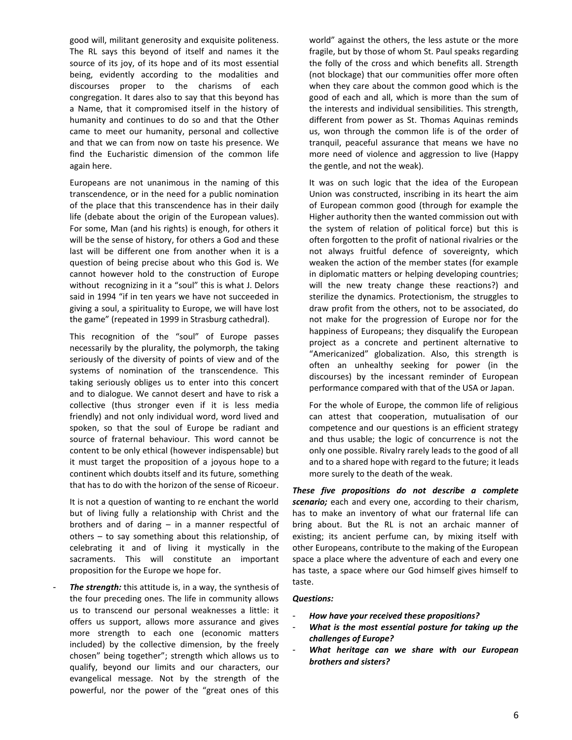good will, militant generosity and exquisite politeness. The RL says this beyond of itself and names it the source of its joy, of its hope and of its most essential being, evidently according to the modalities and discourses proper to the charisms of each congregation. It dares also to say that this beyond has a Name, that it compromised itself in the history of humanity and continues to do so and that the Other came to meet our humanity, personal and collective and that we can from now on taste his presence. We find the Eucharistic dimension of the common life again here.

Europeans are not unanimous in the naming of this transcendence, or in the need for a public nomination of the place that this transcendence has in their daily life (debate about the origin of the European values). For some, Man (and his rights) is enough, for others it will be the sense of history, for others a God and these last will be different one from another when it is a question of being precise about who this God is. We cannot however hold to the construction of Europe without recognizing in it a "soul" this is what J. Delors said in 1994 "if in ten years we have not succeeded in giving a soul, a spirituality to Europe, we will have lost the game" (repeated in 1999 in Strasburg cathedral).

This recognition of the "soul" of Europe passes necessarily by the plurality, the polymorph, the taking seriously of the diversity of points of view and of the systems of nomination of the transcendence. This taking seriously obliges us to enter into this concert and to dialogue. We cannot desert and have to risk a collective (thus stronger even if it is less media friendly) and not only individual word, word lived and spoken, so that the soul of Europe be radiant and source of fraternal behaviour. This word cannot be content to be only ethical (however indispensable) but it must target the proposition of a joyous hope to a continent which doubts itself and its future, something that has to do with the horizon of the sense of Ricoeur.

It is not a question of wanting to re enchant the world but of living fully a relationship with Christ and the brothers and of daring – in a manner respectful of others – to say something about this relationship, of celebrating it and of living it mystically in the sacraments. This will constitute an important proposition for the Europe we hope for.

- ***The strength:*** this attitude is, in a way, the synthesis of the four preceding ones. The life in community allows us to transcend our personal weaknesses a little: it offers us support, allows more assurance and gives more strength to each one (economic matters included) by the collective dimension, by the freely chosen" being together"; strength which allows us to qualify, beyond our limits and our characters, our evangelical message. Not by the strength of the powerful, nor the power of the "great ones of this world" against the others, the less astute or the more fragile, but by those of whom St. Paul speaks regarding the folly of the cross and which benefits all. Strength (not blockage) that our communities offer more often when they care about the common good which is the good of each and all, which is more than the sum of the interests and individual sensibilities. This strength, different from power as St. Thomas Aquinas reminds us, won through the common life is of the order of tranquil, peaceful assurance that means we have no more need of violence and aggression to live (Happy the gentle, and not the weak).

  It was on such logic that the idea of the European Union was constructed, inscribing in its heart the aim of European common good (through for example the Higher authority then the wanted commission out with the system of relation of political force) but this is often forgotten to the profit of national rivalries or the not always fruitful defence of sovereignty, which weaken the action of the member states (for example in diplomatic matters or helping developing countries; will the new treaty change these reactions?) and sterilize the dynamics. Protectionism, the struggles to draw profit from the others, not to be associated, do not make for the progression of Europe nor for the happiness of Europeans; they disqualify the European project as a concrete and pertinent alternative to "Americanized" globalization. Also, this strength is often an unhealthy seeking for power (in the discourses) by the incessant reminder of European performance compared with that of the USA or Japan.

  For the whole of Europe, the common life of religious can attest that cooperation, mutualisation of our competence and our questions is an efficient strategy and thus usable; the logic of concurrence is not the only one possible. Rivalry rarely leads to the good of all and to a shared hope with regard to the future; it leads more surely to the death of the weak.

***These five propositions do not describe a complete scenario;*** each and every one, according to their charism, has to make an inventory of what our fraternal life can bring about. But the RL is not an archaic manner of existing; its ancient perfume can, by mixing itself with other Europeans, contribute to the making of the European space a place where the adventure of each and every one has taste, a space where our God himself gives himself to taste.

***Questions:***

- ***How have your received these propositions?***
- ***What is the most essential posture for taking up the challenges of Europe?***
- ***What heritage can we share with our European brothers and sisters?***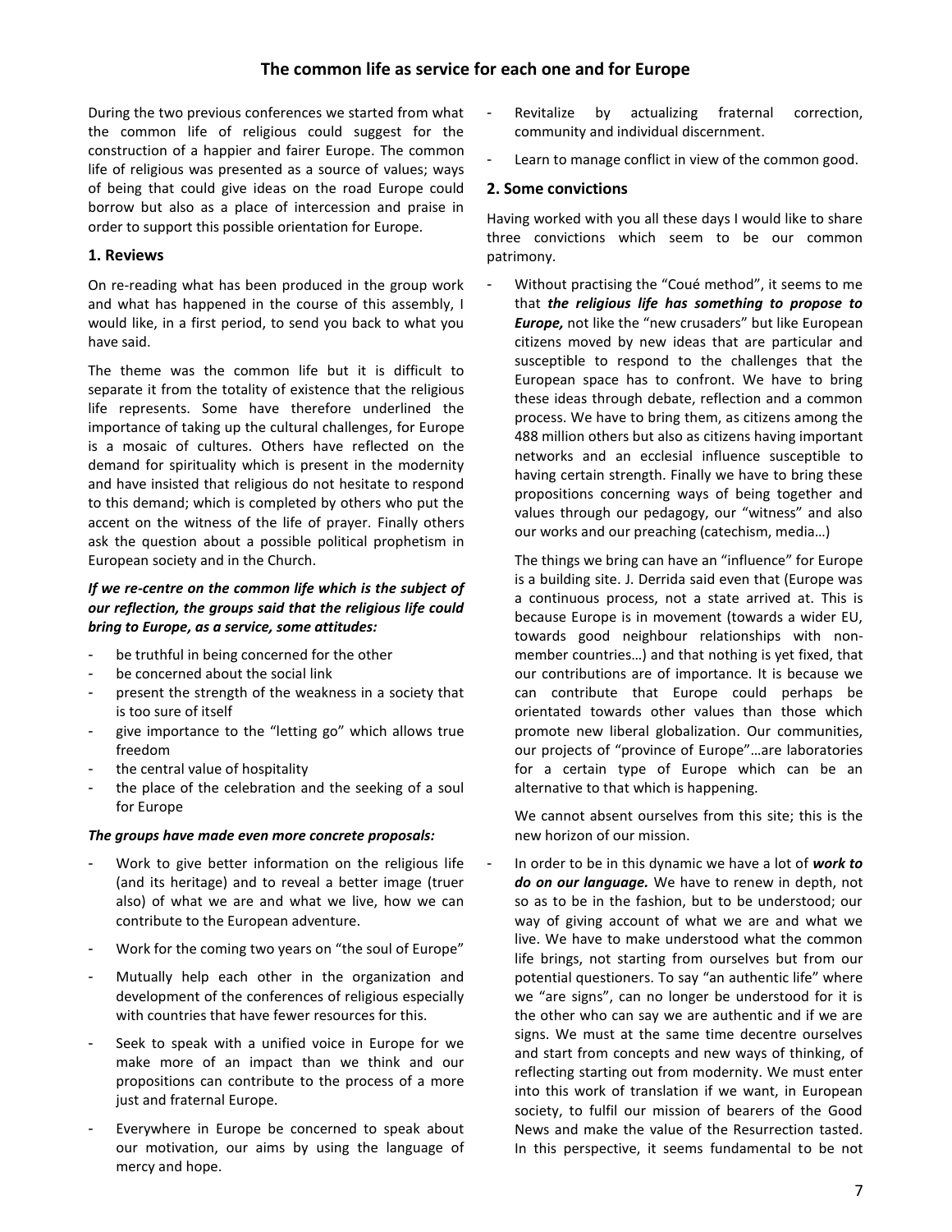## The common life as service for each one and for Europe

During the two previous conferences we started from what the common life of religious could suggest for the construction of a happier and fairer Europe. The common life of religious was presented as a source of values; ways of being that could give ideas on the road Europe could borrow but also as a place of intercession and praise in order to support this possible orientation for Europe.

### 1. Reviews

On re-reading what has been produced in the group work and what has happened in the course of this assembly, I would like, in a first period, to send you back to what you have said.

The theme was the common life but it is difficult to separate it from the totality of existence that the religious life represents. Some have therefore underlined the importance of taking up the cultural challenges, for Europe is a mosaic of cultures. Others have reflected on the demand for spirituality which is present in the modernity and have insisted that religious do not hesitate to respond to this demand; which is completed by others who put the accent on the witness of the life of prayer. Finally others ask the question about a possible political prophetism in European society and in the Church.

***If we re-centre on the common life which is the subject of our reflection, the groups said that the religious life could bring to Europe, as a service, some attitudes:***

- be truthful in being concerned for the other
- be concerned about the social link
- present the strength of the weakness in a society that is too sure of itself
- give importance to the "letting go" which allows true freedom
- the central value of hospitality
- the place of the celebration and the seeking of a soul for Europe

***The groups have made even more concrete proposals:***

- Work to give better information on the religious life (and its heritage) and to reveal a better image (truer also) of what we are and what we live, how we can contribute to the European adventure.
- Work for the coming two years on "the soul of Europe"
- Mutually help each other in the organization and development of the conferences of religious especially with countries that have fewer resources for this.
- Seek to speak with a unified voice in Europe for we make more of an impact than we think and our propositions can contribute to the process of a more just and fraternal Europe.
- Everywhere in Europe be concerned to speak about our motivation, our aims by using the language of mercy and hope.
- Revitalize by actualizing fraternal correction, community and individual discernment.
- Learn to manage conflict in view of the common good.

### 2. Some convictions

Having worked with you all these days I would like to share three convictions which seem to be our common patrimony.

- Without practising the "Coué method", it seems to me that ***the religious life has something to propose to Europe,*** not like the "new crusaders" but like European citizens moved by new ideas that are particular and susceptible to respond to the challenges that the European space has to confront. We have to bring these ideas through debate, reflection and a common process. We have to bring them, as citizens among the 488 million others but also as citizens having important networks and an ecclesial influence susceptible to having certain strength. Finally we have to bring these propositions concerning ways of being together and values through our pedagogy, our "witness" and also our works and our preaching (catechism, media…)

  The things we bring can have an "influence" for Europe is a building site. J. Derrida said even that (Europe was a continuous process, not a state arrived at. This is because Europe is in movement (towards a wider EU, towards good neighbour relationships with non-member countries…) and that nothing is yet fixed, that our contributions are of importance. It is because we can contribute that Europe could perhaps be orientated towards other values than those which promote new liberal globalization. Our communities, our projects of "province of Europe"…are laboratories for a certain type of Europe which can be an alternative to that which is happening.

  We cannot absent ourselves from this site; this is the new horizon of our mission.

- In order to be in this dynamic we have a lot of ***work to do on our language.*** We have to renew in depth, not so as to be in the fashion, but to be understood; our way of giving account of what we are and what we live. We have to make understood what the common life brings, not starting from ourselves but from our potential questioners. To say "an authentic life" where we "are signs", can no longer be understood for it is the other who can say we are authentic and if we are signs. We must at the same time decentre ourselves and start from concepts and new ways of thinking, of reflecting starting out from modernity. We must enter into this work of translation if we want, in European society, to fulfil our mission of bearers of the Good News and make the value of the Resurrection tasted. In this perspective, it seems fundamental to be not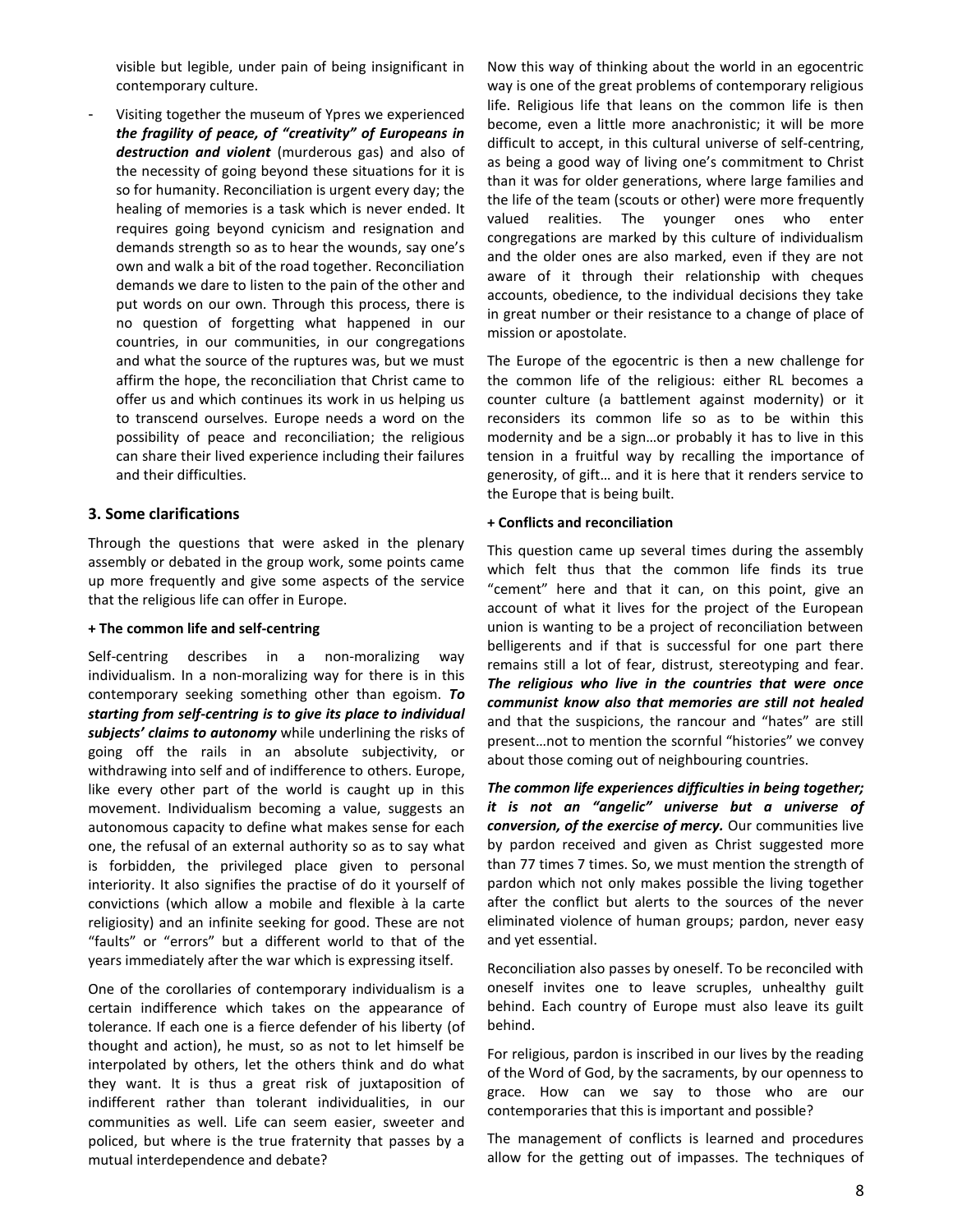visible but legible, under pain of being insignificant in contemporary culture.

- Visiting together the museum of Ypres we experienced ***the fragility of peace, of "creativity" of Europeans in destruction and violent*** (murderous gas) and also of the necessity of going beyond these situations for it is so for humanity. Reconciliation is urgent every day; the healing of memories is a task which is never ended. It requires going beyond cynicism and resignation and demands strength so as to hear the wounds, say one's own and walk a bit of the road together. Reconciliation demands we dare to listen to the pain of the other and put words on our own. Through this process, there is no question of forgetting what happened in our countries, in our communities, in our congregations and what the source of the ruptures was, but we must affirm the hope, the reconciliation that Christ came to offer us and which continues its work in us helping us to transcend ourselves. Europe needs a word on the possibility of peace and reconciliation; the religious can share their lived experience including their failures and their difficulties.

## 3. Some clarifications

Through the questions that were asked in the plenary assembly or debated in the group work, some points came up more frequently and give some aspects of the service that the religious life can offer in Europe.

**+ The common life and self-centring**

Self-centring describes in a non-moralizing way individualism. In a non-moralizing way for there is in this contemporary seeking something other than egoism. ***To starting from self-centring is to give its place to individual subjects' claims to autonomy*** while underlining the risks of going off the rails in an absolute subjectivity, or withdrawing into self and of indifference to others. Europe, like every other part of the world is caught up in this movement. Individualism becoming a value, suggests an autonomous capacity to define what makes sense for each one, the refusal of an external authority so as to say what is forbidden, the privileged place given to personal interiority. It also signifies the practise of do it yourself of convictions (which allow a mobile and flexible à la carte religiosity) and an infinite seeking for good. These are not "faults" or "errors" but a different world to that of the years immediately after the war which is expressing itself.

One of the corollaries of contemporary individualism is a certain indifference which takes on the appearance of tolerance. If each one is a fierce defender of his liberty (of thought and action), he must, so as not to let himself be interpolated by others, let the others think and do what they want. It is thus a great risk of juxtaposition of indifferent rather than tolerant individualities, in our communities as well. Life can seem easier, sweeter and policed, but where is the true fraternity that passes by a mutual interdependence and debate?

Now this way of thinking about the world in an egocentric way is one of the great problems of contemporary religious life. Religious life that leans on the common life is then become, even a little more anachronistic; it will be more difficult to accept, in this cultural universe of self-centring, as being a good way of living one's commitment to Christ than it was for older generations, where large families and the life of the team (scouts or other) were more frequently valued realities. The younger ones who enter congregations are marked by this culture of individualism and the older ones are also marked, even if they are not aware of it through their relationship with cheques accounts, obedience, to the individual decisions they take in great number or their resistance to a change of place of mission or apostolate.

The Europe of the egocentric is then a new challenge for the common life of the religious: either RL becomes a counter culture (a battlement against modernity) or it reconsiders its common life so as to be within this modernity and be a sign…or probably it has to live in this tension in a fruitful way by recalling the importance of generosity, of gift… and it is here that it renders service to the Europe that is being built.

**+ Conflicts and reconciliation**

This question came up several times during the assembly which felt thus that the common life finds its true "cement" here and that it can, on this point, give an account of what it lives for the project of the European union is wanting to be a project of reconciliation between belligerents and if that is successful for one part there remains still a lot of fear, distrust, stereotyping and fear. ***The religious who live in the countries that were once communist know also that memories are still not healed*** and that the suspicions, the rancour and "hates" are still present…not to mention the scornful "histories" we convey about those coming out of neighbouring countries.

***The common life experiences difficulties in being together; it is not an "angelic" universe but a universe of conversion, of the exercise of mercy.*** Our communities live by pardon received and given as Christ suggested more than 77 times 7 times. So, we must mention the strength of pardon which not only makes possible the living together after the conflict but alerts to the sources of the never eliminated violence of human groups; pardon, never easy and yet essential.

Reconciliation also passes by oneself. To be reconciled with oneself invites one to leave scruples, unhealthy guilt behind. Each country of Europe must also leave its guilt behind.

For religious, pardon is inscribed in our lives by the reading of the Word of God, by the sacraments, by our openness to grace. How can we say to those who are our contemporaries that this is important and possible?

The management of conflicts is learned and procedures allow for the getting out of impasses. The techniques of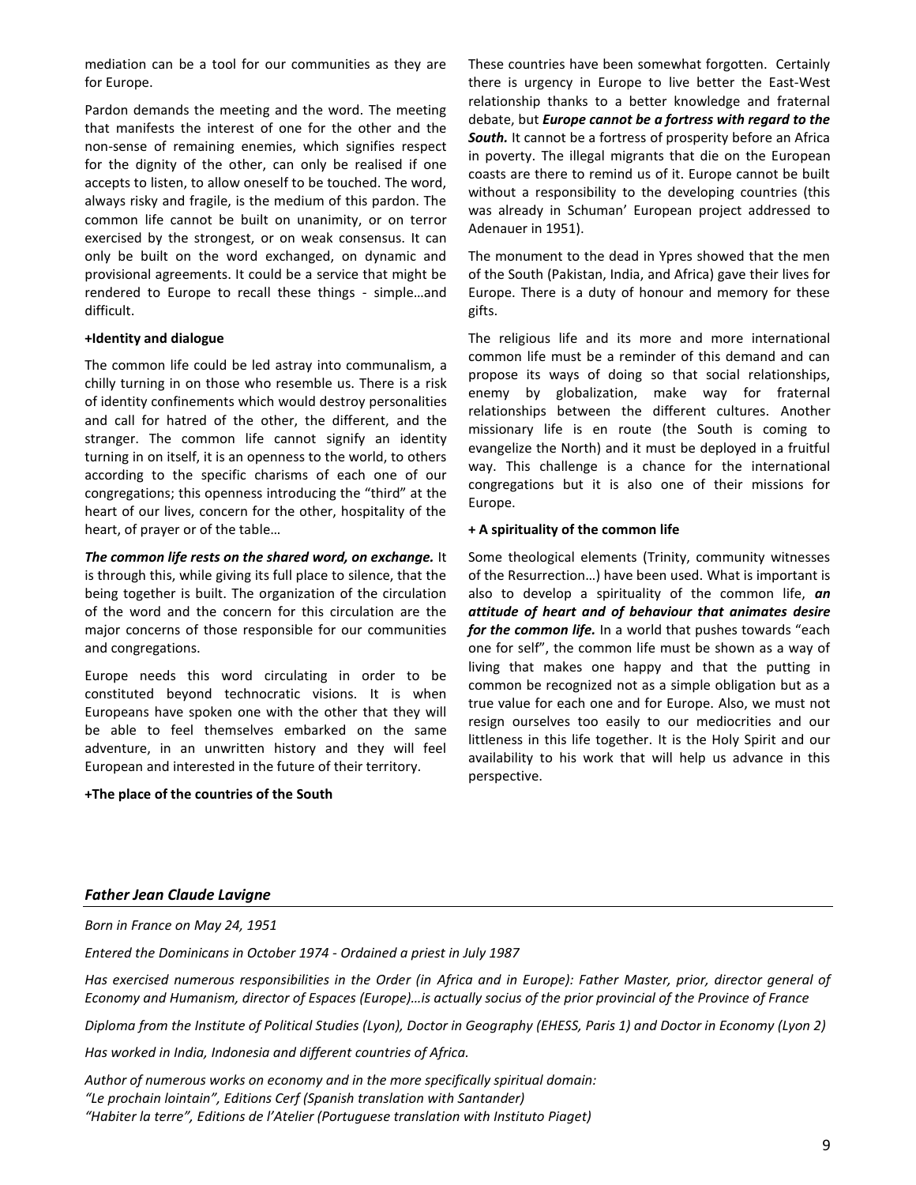mediation can be a tool for our communities as they are for Europe.

Pardon demands the meeting and the word. The meeting that manifests the interest of one for the other and the non-sense of remaining enemies, which signifies respect for the dignity of the other, can only be realised if one accepts to listen, to allow oneself to be touched. The word, always risky and fragile, is the medium of this pardon. The common life cannot be built on unanimity, or on terror exercised by the strongest, or on weak consensus. It can only be built on the word exchanged, on dynamic and provisional agreements. It could be a service that might be rendered to Europe to recall these things - simple…and difficult.

**+Identity and dialogue**

The common life could be led astray into communalism, a chilly turning in on those who resemble us. There is a risk of identity confinements which would destroy personalities and call for hatred of the other, the different, and the stranger. The common life cannot signify an identity turning in on itself, it is an openness to the world, to others according to the specific charisms of each one of our congregations; this openness introducing the "third" at the heart of our lives, concern for the other, hospitality of the heart, of prayer or of the table…

***The common life rests on the shared word, on exchange.*** It is through this, while giving its full place to silence, that the being together is built. The organization of the circulation of the word and the concern for this circulation are the major concerns of those responsible for our communities and congregations.

Europe needs this word circulating in order to be constituted beyond technocratic visions. It is when Europeans have spoken one with the other that they will be able to feel themselves embarked on the same adventure, in an unwritten history and they will feel European and interested in the future of their territory.

**+The place of the countries of the South**

These countries have been somewhat forgotten. Certainly there is urgency in Europe to live better the East-West relationship thanks to a better knowledge and fraternal debate, but ***Europe cannot be a fortress with regard to the South.*** It cannot be a fortress of prosperity before an Africa in poverty. The illegal migrants that die on the European coasts are there to remind us of it. Europe cannot be built without a responsibility to the developing countries (this was already in Schuman' European project addressed to Adenauer in 1951).

The monument to the dead in Ypres showed that the men of the South (Pakistan, India, and Africa) gave their lives for Europe. There is a duty of honour and memory for these gifts.

The religious life and its more and more international common life must be a reminder of this demand and can propose its ways of doing so that social relationships, enemy by globalization, make way for fraternal relationships between the different cultures. Another missionary life is en route (the South is coming to evangelize the North) and it must be deployed in a fruitful way. This challenge is a chance for the international congregations but it is also one of their missions for Europe.

**+ A spirituality of the common life**

Some theological elements (Trinity, community witnesses of the Resurrection…) have been used. What is important is also to develop a spirituality of the common life, ***an attitude of heart and of behaviour that animates desire for the common life.*** In a world that pushes towards "each one for self", the common life must be shown as a way of living that makes one happy and that the putting in common be recognized not as a simple obligation but as a true value for each one and for Europe. Also, we must not resign ourselves too easily to our mediocrities and our littleness in this life together. It is the Holy Spirit and our availability to his work that will help us advance in this perspective.

***Father Jean Claude Lavigne***

*Born in France on May 24, 1951*

*Entered the Dominicans in October 1974 - Ordained a priest in July 1987*

*Has exercised numerous responsibilities in the Order (in Africa and in Europe): Father Master, prior, director general of Economy and Humanism, director of Espaces (Europe)…is actually socius of the prior provincial of the Province of France*

*Diploma from the Institute of Political Studies (Lyon), Doctor in Geography (EHESS, Paris 1) and Doctor in Economy (Lyon 2)*

*Has worked in India, Indonesia and different countries of Africa.*

*Author of numerous works on economy and in the more specifically spiritual domain:*
*"Le prochain lointain", Editions Cerf (Spanish translation with Santander)*
*"Habiter la terre", Editions de l'Atelier (Portuguese translation with Instituto Piaget)*